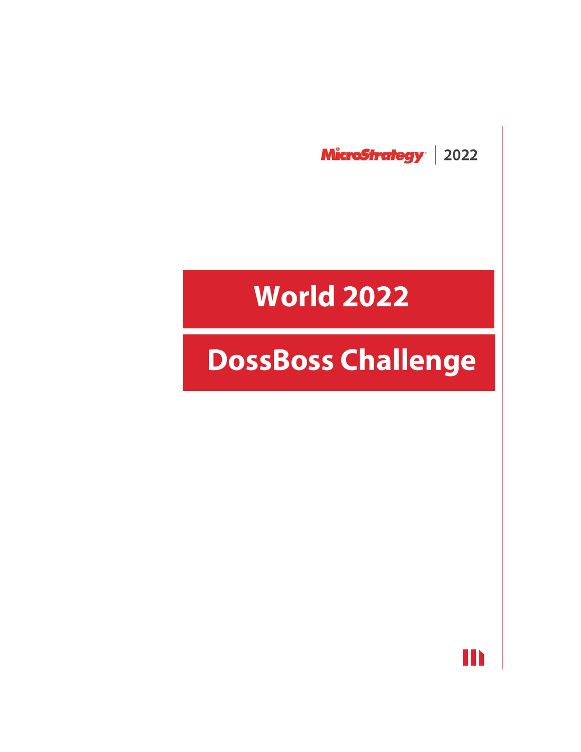MicroStrategy | 2022

# World 2022

# DossBoss Challenge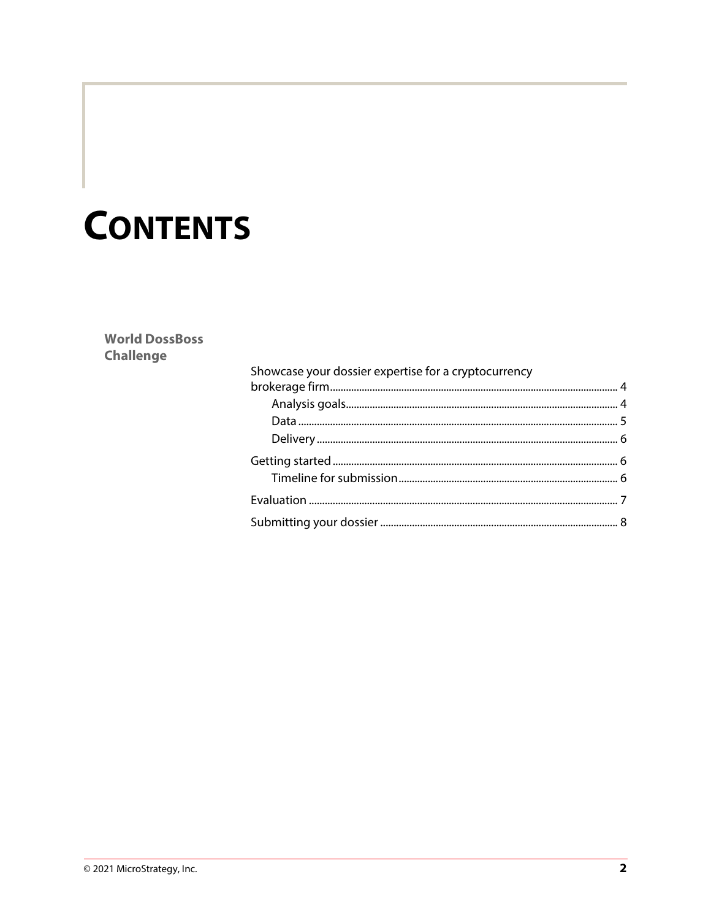# CONTENTS

**World DossBoss Challenge**

Showcase your dossier expertise for a cryptocurrency brokerage firm ........ 4

- Analysis goals ........ 4
- Data ........ 5
- Delivery ........ 6

Getting started ........ 6

- Timeline for submission ........ 6

Evaluation ........ 7

Submitting your dossier ........ 8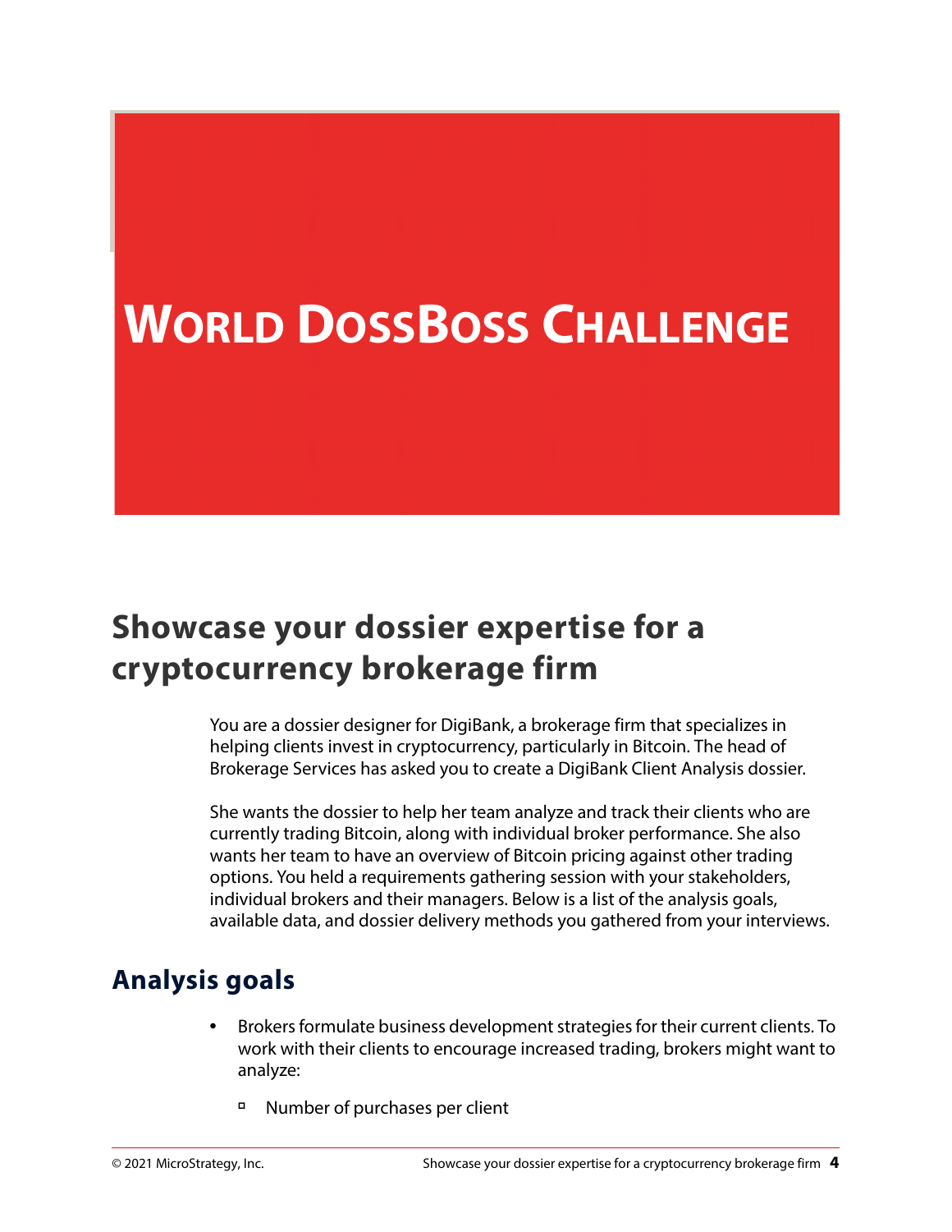# World DossBoss Challenge

## Showcase your dossier expertise for a cryptocurrency brokerage firm

You are a dossier designer for DigiBank, a brokerage firm that specializes in helping clients invest in cryptocurrency, particularly in Bitcoin. The head of Brokerage Services has asked you to create a DigiBank Client Analysis dossier.

She wants the dossier to help her team analyze and track their clients who are currently trading Bitcoin, along with individual broker performance. She also wants her team to have an overview of Bitcoin pricing against other trading options. You held a requirements gathering session with your stakeholders, individual brokers and their managers. Below is a list of the analysis goals, available data, and dossier delivery methods you gathered from your interviews.

### Analysis goals

- Brokers formulate business development strategies for their current clients. To work with their clients to encourage increased trading, brokers might want to analyze:
  - Number of purchases per client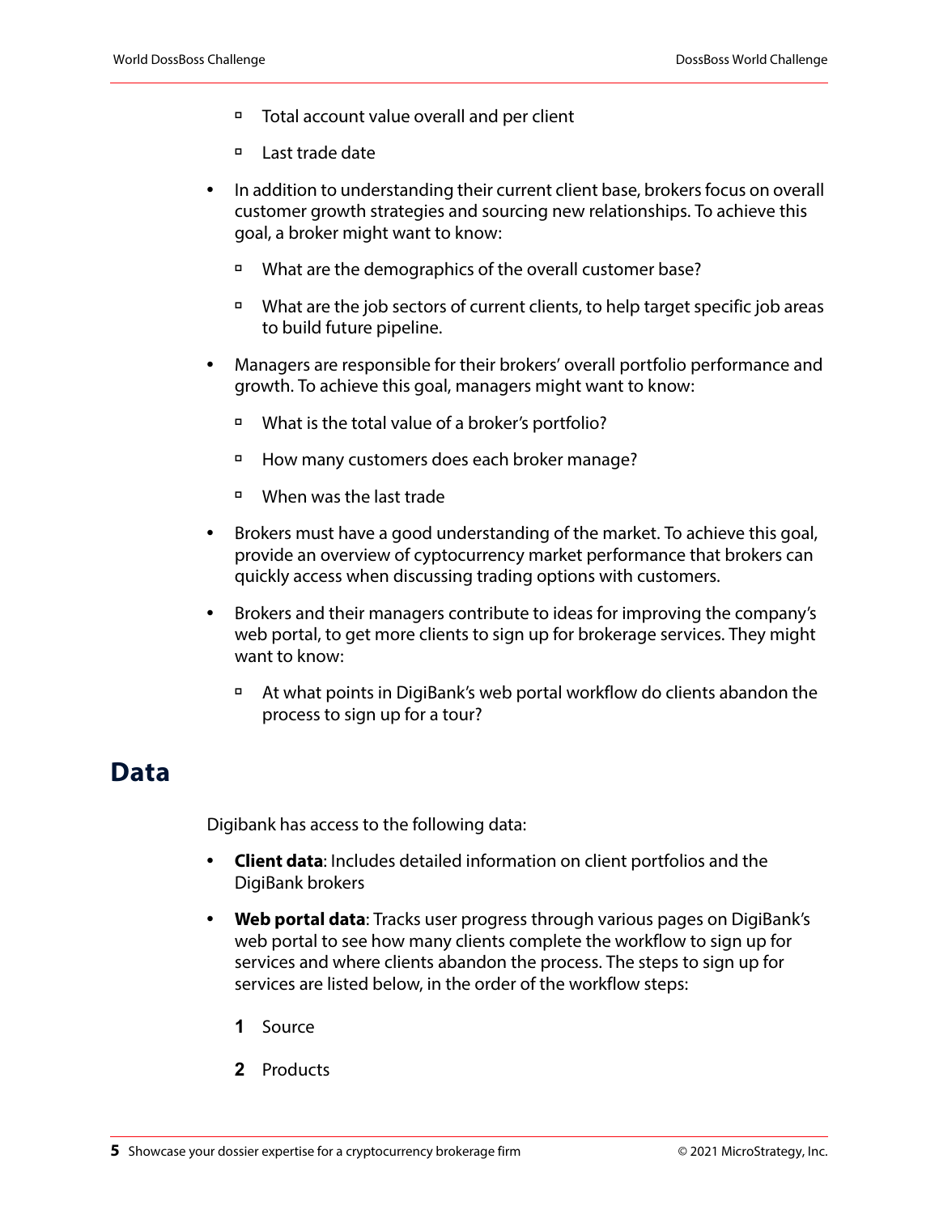- Total account value overall and per client
    - Last trade date

- In addition to understanding their current client base, brokers focus on overall customer growth strategies and sourcing new relationships. To achieve this goal, a broker might want to know:
    - What are the demographics of the overall customer base?
    - What are the job sectors of current clients, to help target specific job areas to build future pipeline.
- Managers are responsible for their brokers' overall portfolio performance and growth. To achieve this goal, managers might want to know:
    - What is the total value of a broker's portfolio?
    - How many customers does each broker manage?
    - When was the last trade
- Brokers must have a good understanding of the market. To achieve this goal, provide an overview of cyptocurrency market performance that brokers can quickly access when discussing trading options with customers.
- Brokers and their managers contribute to ideas for improving the company's web portal, to get more clients to sign up for brokerage services. They might want to know:
    - At what points in DigiBank's web portal workflow do clients abandon the process to sign up for a tour?

# Data

Digibank has access to the following data:

- **Client data**: Includes detailed information on client portfolios and the DigiBank brokers
- **Web portal data**: Tracks user progress through various pages on DigiBank's web portal to see how many clients complete the workflow to sign up for services and where clients abandon the process. The steps to sign up for services are listed below, in the order of the workflow steps:

    1. Source
    2. Products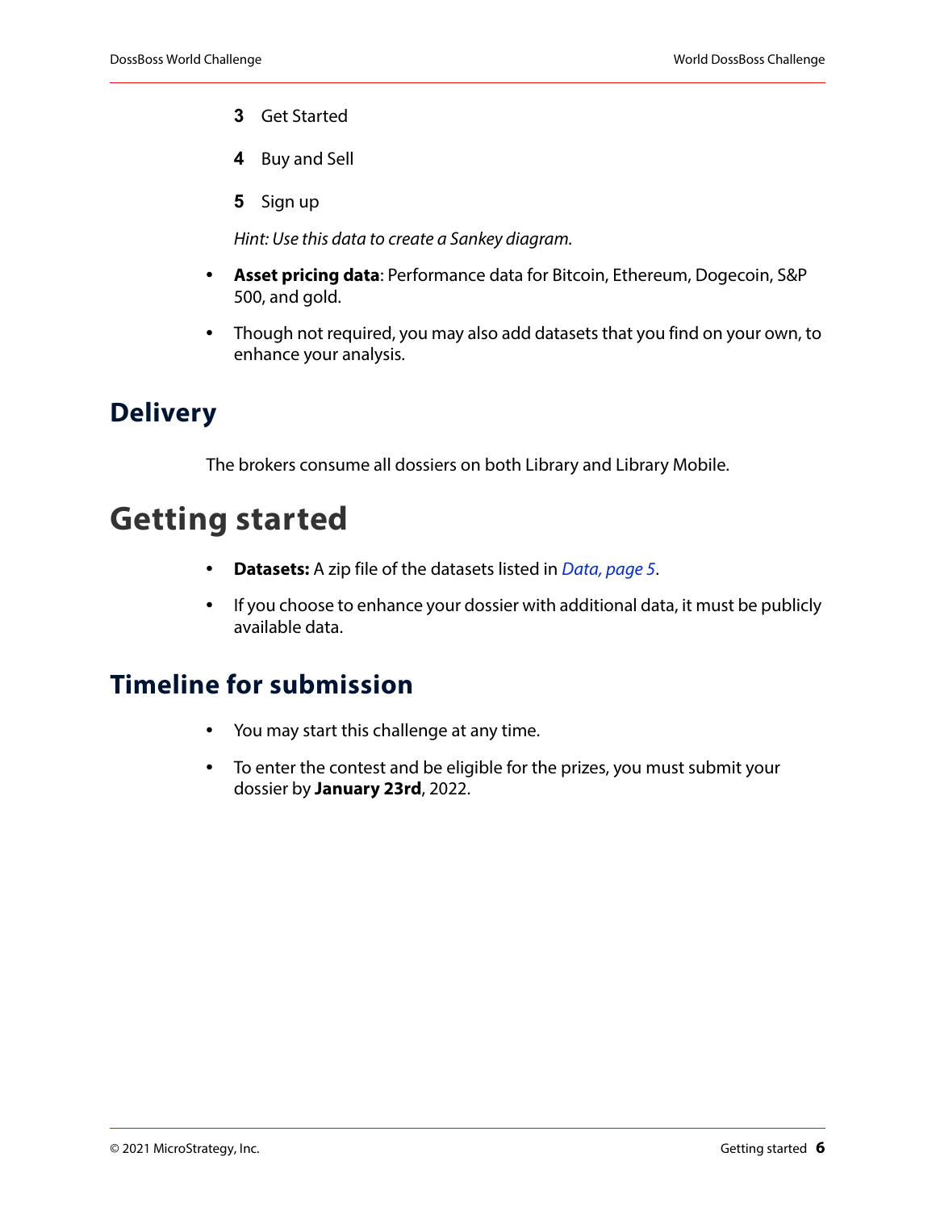3. Get Started
4. Buy and Sell
5. Sign up

*Hint: Use this data to create a Sankey diagram.*

- **Asset pricing data**: Performance data for Bitcoin, Ethereum, Dogecoin, S&P 500, and gold.
- Though not required, you may also add datasets that you find on your own, to enhance your analysis.

## Delivery

The brokers consume all dossiers on both Library and Library Mobile.

# Getting started

- **Datasets:** A zip file of the datasets listed in *Data, page 5*.
- If you choose to enhance your dossier with additional data, it must be publicly available data.

## Timeline for submission

- You may start this challenge at any time.
- To enter the contest and be eligible for the prizes, you must submit your dossier by **January 23rd**, 2022.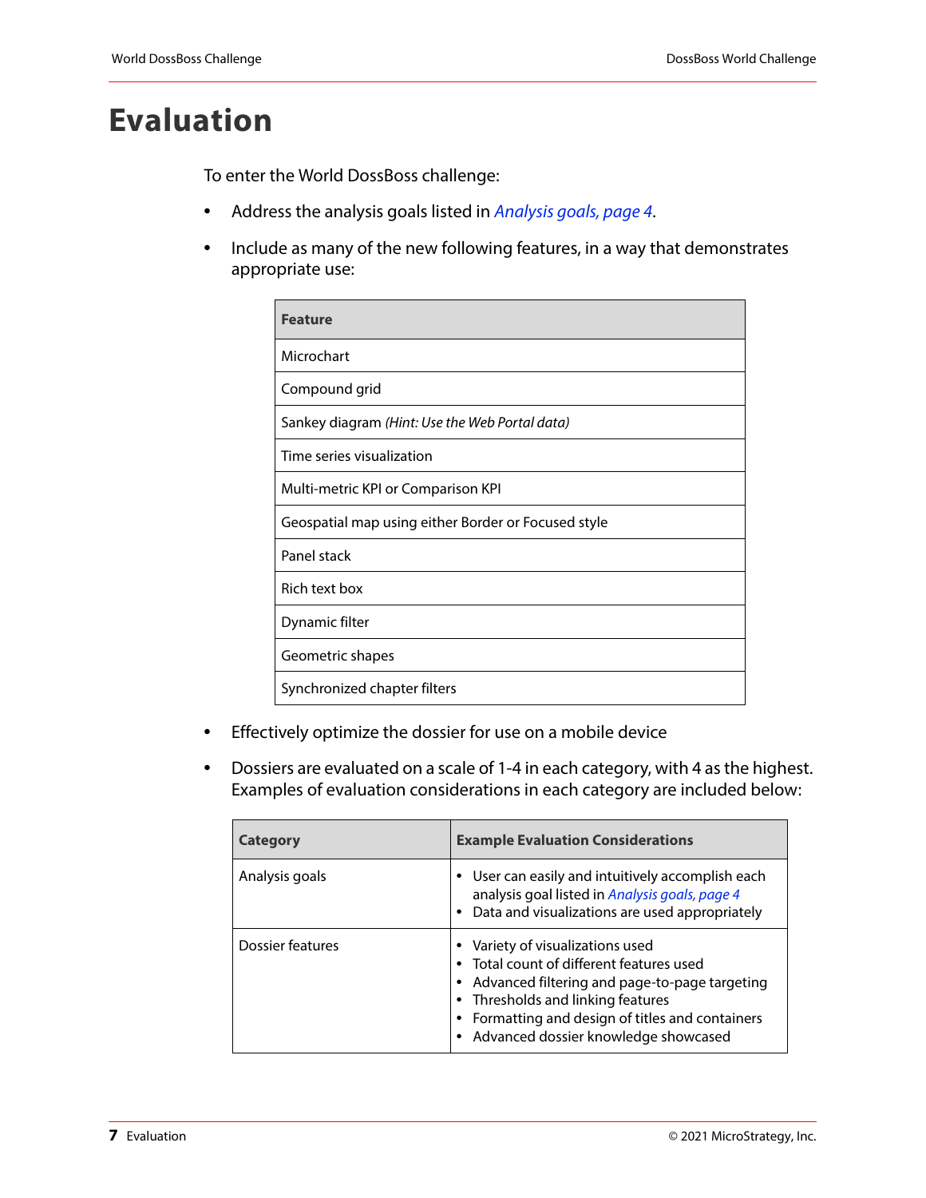# Evaluation

To enter the World DossBoss challenge:

- Address the analysis goals listed in *Analysis goals, page 4*.
- Include as many of the new following features, in a way that demonstrates appropriate use:

| Feature |
|---|
| Microchart |
| Compound grid |
| Sankey diagram *(Hint: Use the Web Portal data)* |
| Time series visualization |
| Multi-metric KPI or Comparison KPI |
| Geospatial map using either Border or Focused style |
| Panel stack |
| Rich text box |
| Dynamic filter |
| Geometric shapes |
| Synchronized chapter filters |

- Effectively optimize the dossier for use on a mobile device
- Dossiers are evaluated on a scale of 1-4 in each category, with 4 as the highest. Examples of evaluation considerations in each category are included below:

| Category | Example Evaluation Considerations |
|---|---|
| Analysis goals | • User can easily and intuitively accomplish each analysis goal listed in *Analysis goals, page 4*<br>• Data and visualizations are used appropriately |
| Dossier features | • Variety of visualizations used<br>• Total count of different features used<br>• Advanced filtering and page-to-page targeting<br>• Thresholds and linking features<br>• Formatting and design of titles and containers<br>• Advanced dossier knowledge showcased |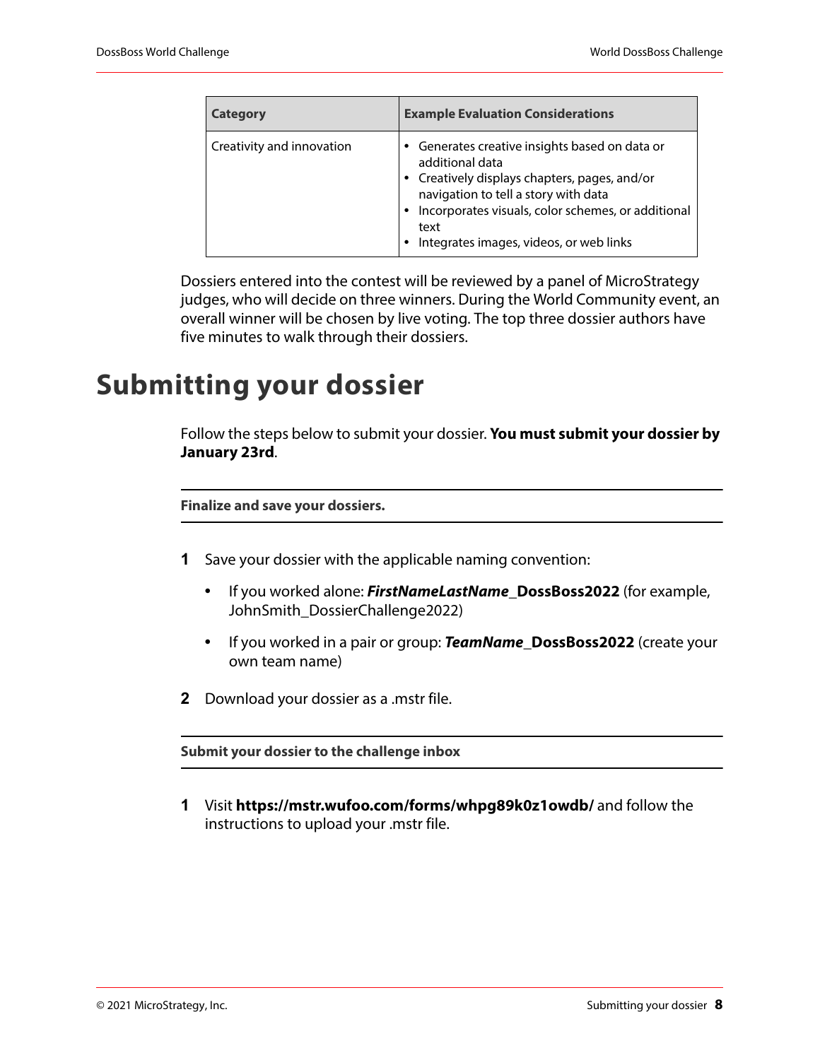| Category | Example Evaluation Considerations |
| --- | --- |
| Creativity and innovation | • Generates creative insights based on data or additional data<br>• Creatively displays chapters, pages, and/or navigation to tell a story with data<br>• Incorporates visuals, color schemes, or additional text<br>• Integrates images, videos, or web links |

Dossiers entered into the contest will be reviewed by a panel of MicroStrategy judges, who will decide on three winners. During the World Community event, an overall winner will be chosen by live voting. The top three dossier authors have five minutes to walk through their dossiers.

# Submitting your dossier

Follow the steps below to submit your dossier. **You must submit your dossier by January 23rd**.

**Finalize and save your dossiers.**

1. Save your dossier with the applicable naming convention:
   - If you worked alone: ***FirstNameLastName*_DossBoss2022** (for example, JohnSmith_DossierChallenge2022)
   - If you worked in a pair or group: ***TeamName*_DossBoss2022** (create your own team name)
2. Download your dossier as a .mstr file.

**Submit your dossier to the challenge inbox**

1. Visit **https://mstr.wufoo.com/forms/whpg89k0z1owdb/** and follow the instructions to upload your .mstr file.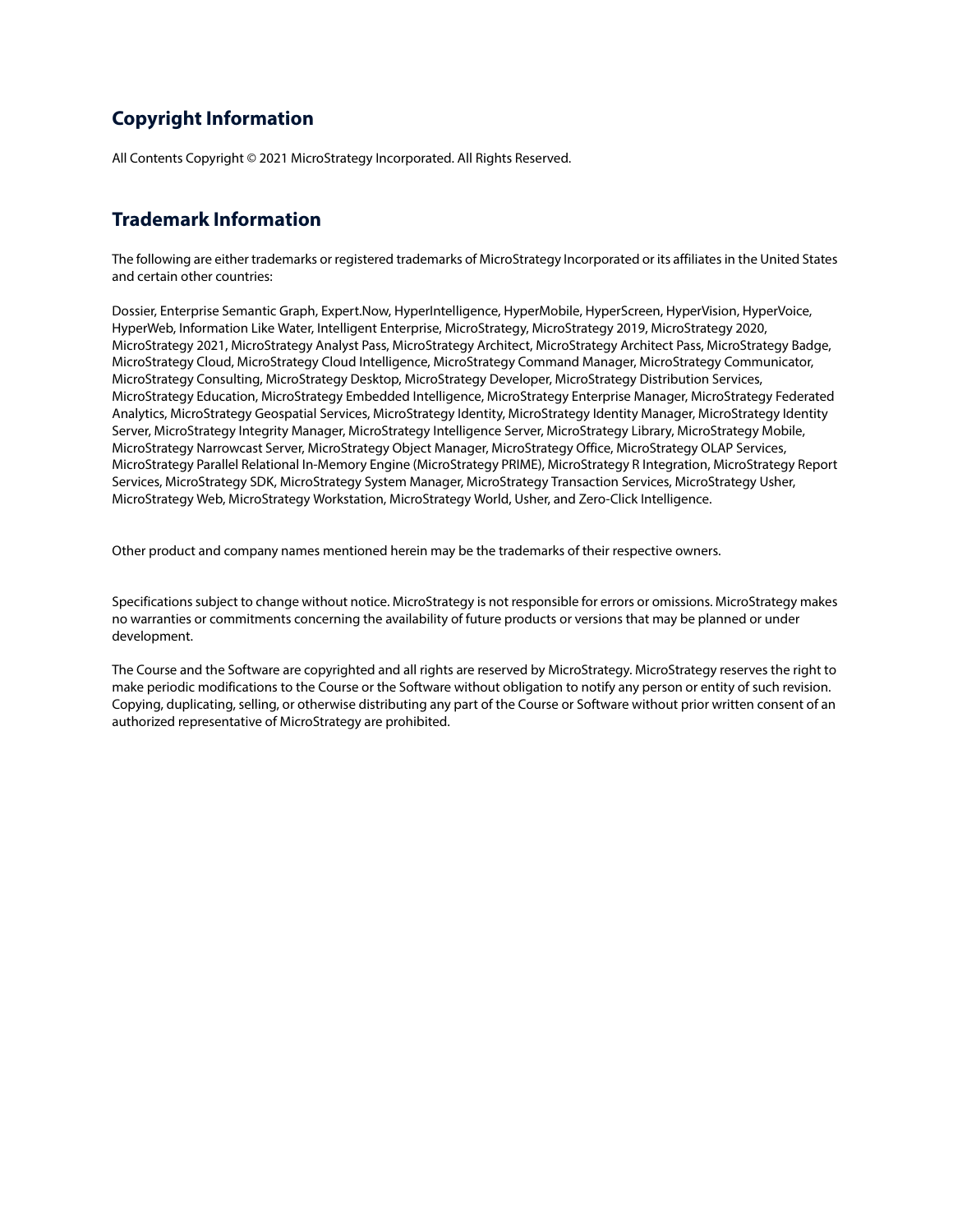## Copyright Information

All Contents Copyright © 2021 MicroStrategy Incorporated. All Rights Reserved.

## Trademark Information

The following are either trademarks or registered trademarks of MicroStrategy Incorporated or its affiliates in the United States and certain other countries:

Dossier, Enterprise Semantic Graph, Expert.Now, HyperIntelligence, HyperMobile, HyperScreen, HyperVision, HyperVoice, HyperWeb, Information Like Water, Intelligent Enterprise, MicroStrategy, MicroStrategy 2019, MicroStrategy 2020, MicroStrategy 2021, MicroStrategy Analyst Pass, MicroStrategy Architect, MicroStrategy Architect Pass, MicroStrategy Badge, MicroStrategy Cloud, MicroStrategy Cloud Intelligence, MicroStrategy Command Manager, MicroStrategy Communicator, MicroStrategy Consulting, MicroStrategy Desktop, MicroStrategy Developer, MicroStrategy Distribution Services, MicroStrategy Education, MicroStrategy Embedded Intelligence, MicroStrategy Enterprise Manager, MicroStrategy Federated Analytics, MicroStrategy Geospatial Services, MicroStrategy Identity, MicroStrategy Identity Manager, MicroStrategy Identity Server, MicroStrategy Integrity Manager, MicroStrategy Intelligence Server, MicroStrategy Library, MicroStrategy Mobile, MicroStrategy Narrowcast Server, MicroStrategy Object Manager, MicroStrategy Office, MicroStrategy OLAP Services, MicroStrategy Parallel Relational In-Memory Engine (MicroStrategy PRIME), MicroStrategy R Integration, MicroStrategy Report Services, MicroStrategy SDK, MicroStrategy System Manager, MicroStrategy Transaction Services, MicroStrategy Usher, MicroStrategy Web, MicroStrategy Workstation, MicroStrategy World, Usher, and Zero-Click Intelligence.

Other product and company names mentioned herein may be the trademarks of their respective owners.

Specifications subject to change without notice. MicroStrategy is not responsible for errors or omissions. MicroStrategy makes no warranties or commitments concerning the availability of future products or versions that may be planned or under development.

The Course and the Software are copyrighted and all rights are reserved by MicroStrategy. MicroStrategy reserves the right to make periodic modifications to the Course or the Software without obligation to notify any person or entity of such revision. Copying, duplicating, selling, or otherwise distributing any part of the Course or Software without prior written consent of an authorized representative of MicroStrategy are prohibited.